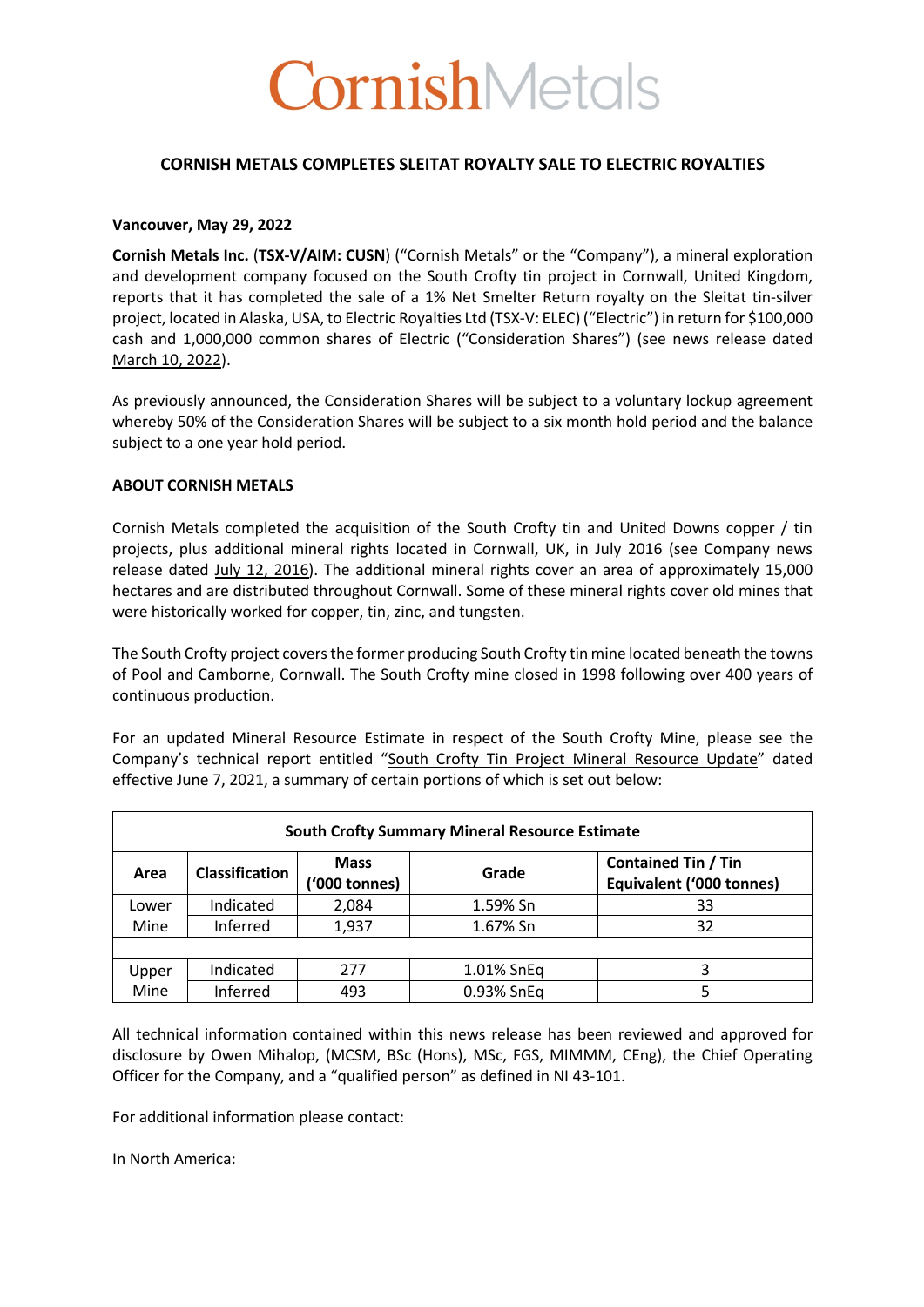# CornishMetals

## CORNISH METALS COMPLETES SLEITAT ROYALTY SALE TO ELECTRIC ROYALTIES

**Vancouver, May 29, 2022**

**Cornish Metals Inc.** (**TSX-V/AIM: CUSN**) ("Cornish Metals" or the "Company"), a mineral exploration and development company focused on the South Crofty tin project in Cornwall, United Kingdom, reports that it has completed the sale of a 1% Net Smelter Return royalty on the Sleitat tin-silver project, located in Alaska, USA, to Electric Royalties Ltd (TSX-V: ELEC) ("Electric") in return for $100,000 cash and 1,000,000 common shares of Electric ("Consideration Shares") (see news release dated March 10, 2022).

As previously announced, the Consideration Shares will be subject to a voluntary lockup agreement whereby 50% of the Consideration Shares will be subject to a six month hold period and the balance subject to a one year hold period.

**ABOUT CORNISH METALS**

Cornish Metals completed the acquisition of the South Crofty tin and United Downs copper / tin projects, plus additional mineral rights located in Cornwall, UK, in July 2016 (see Company news release dated July 12, 2016). The additional mineral rights cover an area of approximately 15,000 hectares and are distributed throughout Cornwall. Some of these mineral rights cover old mines that were historically worked for copper, tin, zinc, and tungsten.

The South Crofty project covers the former producing South Crofty tin mine located beneath the towns of Pool and Camborne, Cornwall. The South Crofty mine closed in 1998 following over 400 years of continuous production.

For an updated Mineral Resource Estimate in respect of the South Crofty Mine, please see the Company's technical report entitled "South Crofty Tin Project Mineral Resource Update" dated effective June 7, 2021, a summary of certain portions of which is set out below:

| South Crofty Summary Mineral Resource Estimate | | | | |
|---|---|---|---|---|
| **Area** | **Classification** | **Mass ('000 tonnes)** | **Grade** | **Contained Tin / Tin Equivalent ('000 tonnes)** |
| Lower Mine | Indicated | 2,084 | 1.59% Sn | 33 |
| | Inferred | 1,937 | 1.67% Sn | 32 |
| | | | | |
| Upper Mine | Indicated | 277 | 1.01% SnEq | 3 |
| | Inferred | 493 | 0.93% SnEq | 5 |

All technical information contained within this news release has been reviewed and approved for disclosure by Owen Mihalop, (MCSM, BSc (Hons), MSc, FGS, MIMMM, CEng), the Chief Operating Officer for the Company, and a "qualified person" as defined in NI 43-101.

For additional information please contact:

In North America: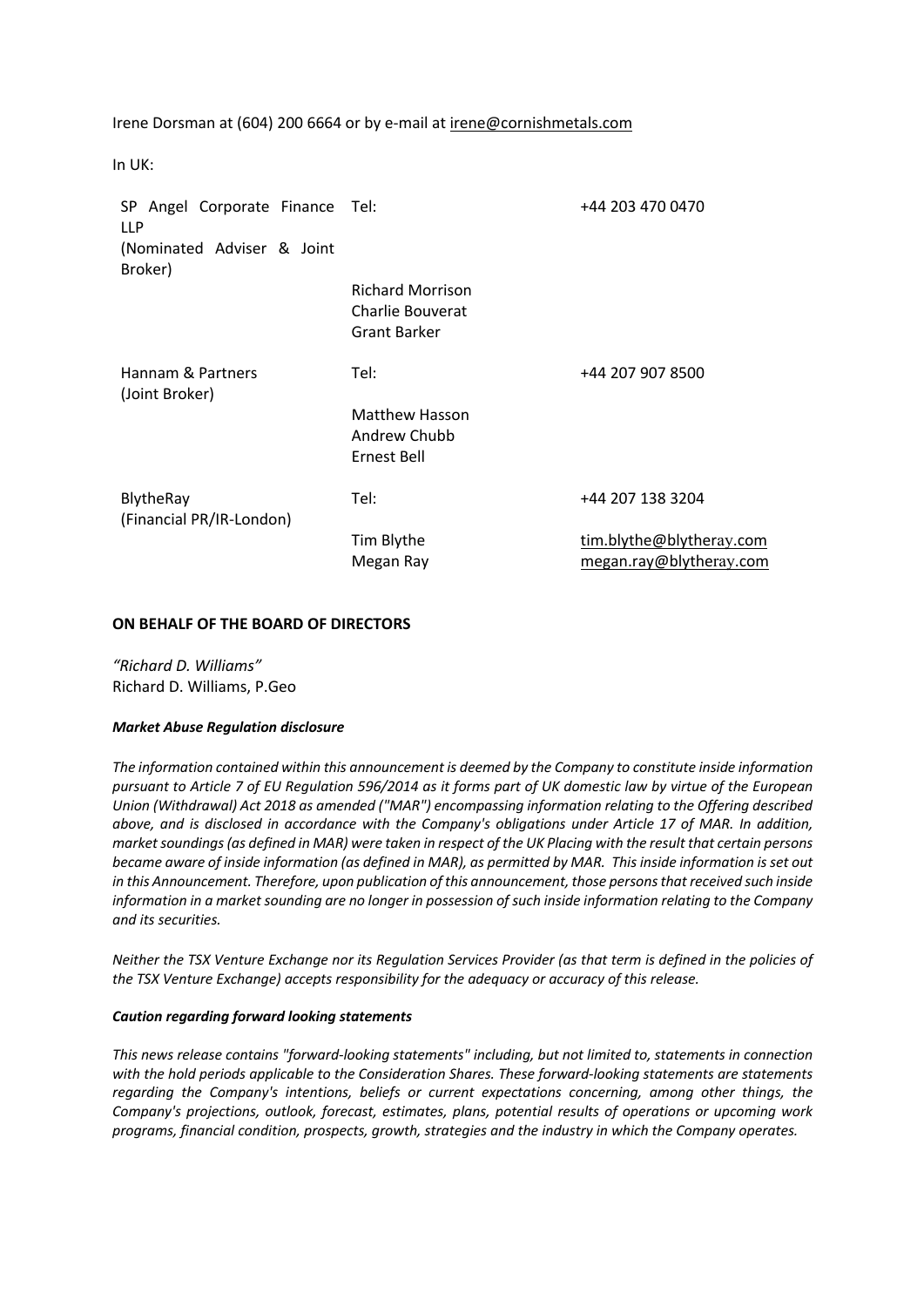Irene Dorsman at (604) 200 6664 or by e-mail at irene@cornishmetals.com

In UK:

| | | |
|---|---|---|
| SP Angel Corporate Finance LLP (Nominated Adviser & Joint Broker) | Tel: | +44 203 470 0470 |
| | Richard Morrison Charlie Bouverat Grant Barker | |
| Hannam & Partners (Joint Broker) | Tel: | +44 207 907 8500 |
| | Matthew Hasson Andrew Chubb Ernest Bell | |
| BlytheRay (Financial PR/IR-London) | Tel: | +44 207 138 3204 |
| | Tim Blythe | tim.blythe@blytheray.com |
| | Megan Ray | megan.ray@blytheray.com |

**ON BEHALF OF THE BOARD OF DIRECTORS**

*"Richard D. Williams"*
Richard D. Williams, P.Geo

***Market Abuse Regulation disclosure***

*The information contained within this announcement is deemed by the Company to constitute inside information pursuant to Article 7 of EU Regulation 596/2014 as it forms part of UK domestic law by virtue of the European Union (Withdrawal) Act 2018 as amended ("MAR") encompassing information relating to the Offering described above, and is disclosed in accordance with the Company's obligations under Article 17 of MAR. In addition, market soundings (as defined in MAR) were taken in respect of the UK Placing with the result that certain persons became aware of inside information (as defined in MAR), as permitted by MAR. This inside information is set out in this Announcement. Therefore, upon publication of this announcement, those persons that received such inside information in a market sounding are no longer in possession of such inside information relating to the Company and its securities.*

*Neither the TSX Venture Exchange nor its Regulation Services Provider (as that term is defined in the policies of the TSX Venture Exchange) accepts responsibility for the adequacy or accuracy of this release.*

***Caution regarding forward looking statements***

*This news release contains "forward-looking statements" including, but not limited to, statements in connection with the hold periods applicable to the Consideration Shares. These forward-looking statements are statements regarding the Company's intentions, beliefs or current expectations concerning, among other things, the Company's projections, outlook, forecast, estimates, plans, potential results of operations or upcoming work programs, financial condition, prospects, growth, strategies and the industry in which the Company operates.*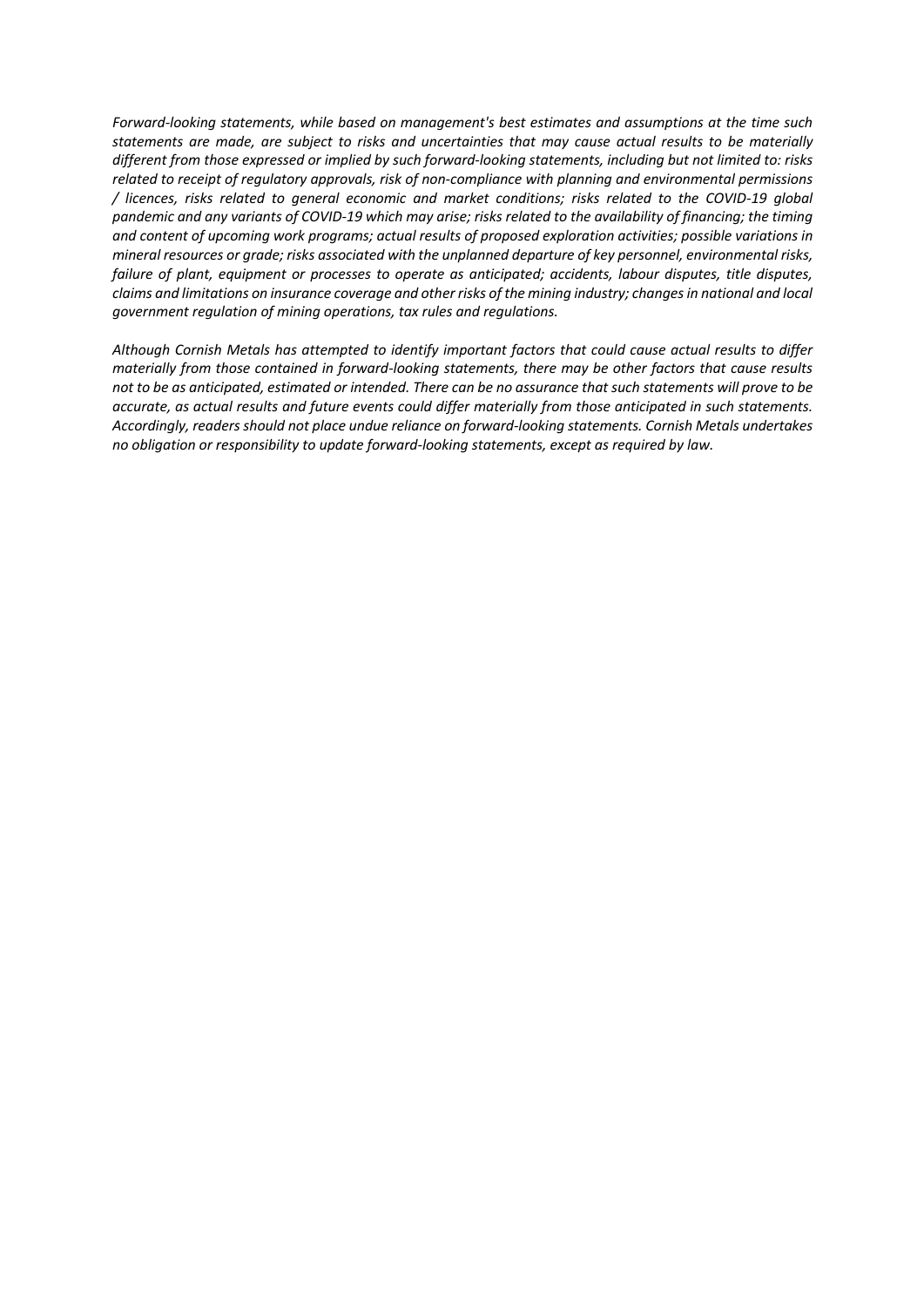*Forward-looking statements, while based on management's best estimates and assumptions at the time such statements are made, are subject to risks and uncertainties that may cause actual results to be materially different from those expressed or implied by such forward-looking statements, including but not limited to: risks related to receipt of regulatory approvals, risk of non-compliance with planning and environmental permissions / licences, risks related to general economic and market conditions; risks related to the COVID-19 global pandemic and any variants of COVID-19 which may arise; risks related to the availability of financing; the timing and content of upcoming work programs; actual results of proposed exploration activities; possible variations in mineral resources or grade; risks associated with the unplanned departure of key personnel, environmental risks, failure of plant, equipment or processes to operate as anticipated; accidents, labour disputes, title disputes, claims and limitations on insurance coverage and other risks of the mining industry; changes in national and local government regulation of mining operations, tax rules and regulations.*

*Although Cornish Metals has attempted to identify important factors that could cause actual results to differ materially from those contained in forward-looking statements, there may be other factors that cause results not to be as anticipated, estimated or intended. There can be no assurance that such statements will prove to be accurate, as actual results and future events could differ materially from those anticipated in such statements. Accordingly, readers should not place undue reliance on forward-looking statements. Cornish Metals undertakes no obligation or responsibility to update forward-looking statements, except as required by law.*